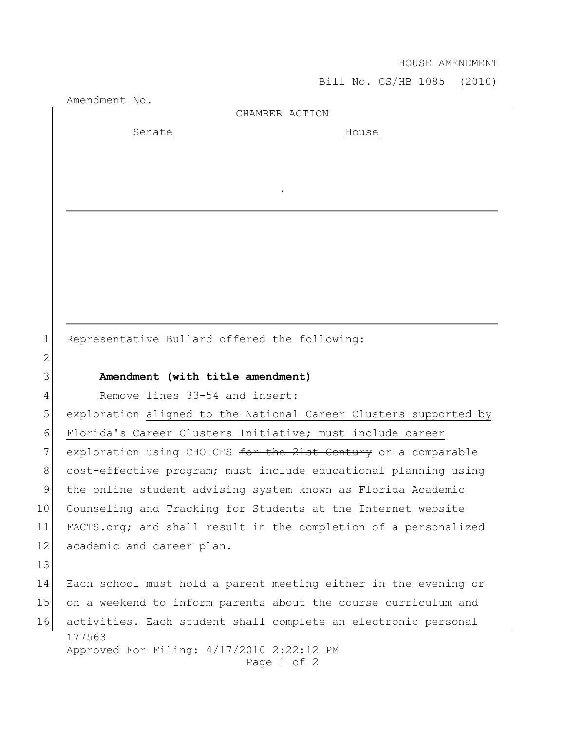HOUSE AMENDMENT

Bill No. CS/HB 1085 (2010)

Amendment No.

CHAMBER ACTION

| Senate | House |
| --- | --- |
| | |

.

Representative Bullard offered the following:

**Amendment (with title amendment)**

Remove lines 33-54 and insert:

exploration <u>aligned to the National Career Clusters supported by Florida's Career Clusters Initiative; must include career exploration</u> using CHOICES ~~for the 21st Century~~ or a comparable cost-effective program; must include educational planning using the online student advising system known as Florida Academic Counseling and Tracking for Students at the Internet website FACTS.org; and shall result in the completion of a personalized academic and career plan.

Each school must hold a parent meeting either in the evening or on a weekend to inform parents about the course curriculum and activities. Each student shall complete an electronic personal

177563

Approved For Filing: 4/17/2010 2:22:12 PM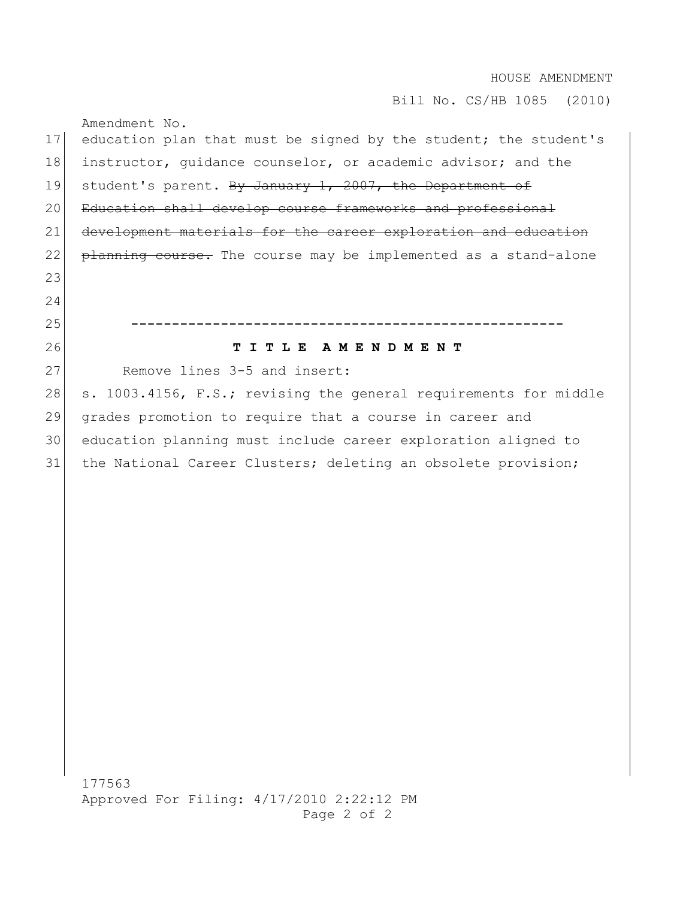education plan that must be signed by the student; the student's instructor, guidance counselor, or academic advisor; and the student's parent. ~~By January 1, 2007, the Department of Education shall develop course frameworks and professional development materials for the career exploration and education planning course.~~ The course may be implemented as a stand-alone

-----------------------------------------------------

**T I T L E   A M E N D M E N T**

Remove lines 3-5 and insert:

s. 1003.4156, F.S.; revising the general requirements for middle grades promotion to require that a course in career and education planning must include career exploration aligned to the National Career Clusters; deleting an obsolete provision;

177563
Approved For Filing: 4/17/2010 2:22:12 PM